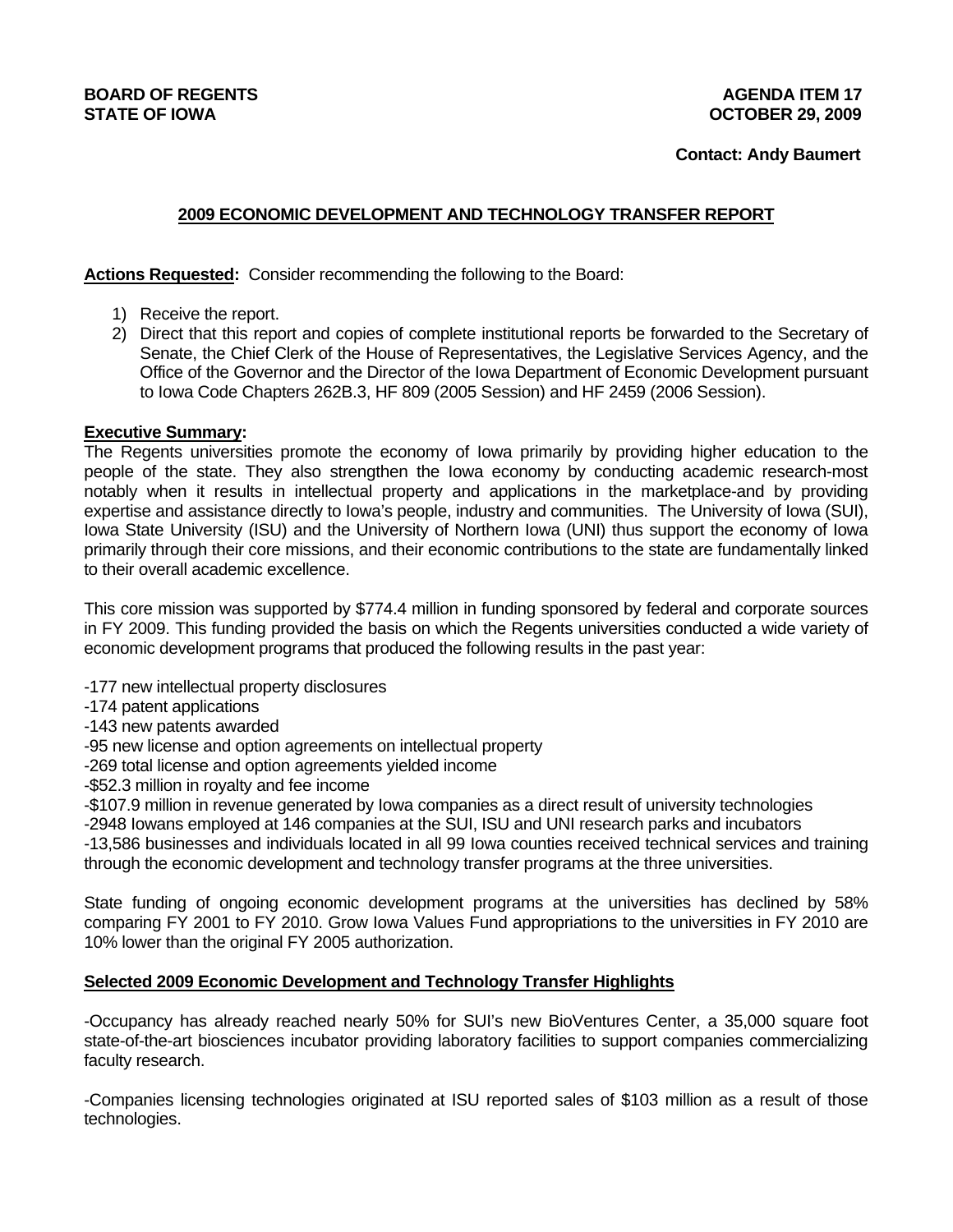**BOARD OF REGENTS**
**STATE OF IOWA**

**AGENDA ITEM 17**
**OCTOBER 29, 2009**

**Contact: Andy Baumert**

## 2009 ECONOMIC DEVELOPMENT AND TECHNOLOGY TRANSFER REPORT

**Actions Requested:** Consider recommending the following to the Board:

1) Receive the report.
2) Direct that this report and copies of complete institutional reports be forwarded to the Secretary of Senate, the Chief Clerk of the House of Representatives, the Legislative Services Agency, and the Office of the Governor and the Director of the Iowa Department of Economic Development pursuant to Iowa Code Chapters 262B.3, HF 809 (2005 Session) and HF 2459 (2006 Session).

**Executive Summary:**

The Regents universities promote the economy of Iowa primarily by providing higher education to the people of the state. They also strengthen the Iowa economy by conducting academic research-most notably when it results in intellectual property and applications in the marketplace-and by providing expertise and assistance directly to Iowa's people, industry and communities. The University of Iowa (SUI), Iowa State University (ISU) and the University of Northern Iowa (UNI) thus support the economy of Iowa primarily through their core missions, and their economic contributions to the state are fundamentally linked to their overall academic excellence.

This core mission was supported by $774.4 million in funding sponsored by federal and corporate sources in FY 2009. This funding provided the basis on which the Regents universities conducted a wide variety of economic development programs that produced the following results in the past year:

-177 new intellectual property disclosures
-174 patent applications
-143 new patents awarded
-95 new license and option agreements on intellectual property
-269 total license and option agreements yielded income
-$52.3 million in royalty and fee income
-$107.9 million in revenue generated by Iowa companies as a direct result of university technologies
-2948 Iowans employed at 146 companies at the SUI, ISU and UNI research parks and incubators
-13,586 businesses and individuals located in all 99 Iowa counties received technical services and training through the economic development and technology transfer programs at the three universities.

State funding of ongoing economic development programs at the universities has declined by 58% comparing FY 2001 to FY 2010. Grow Iowa Values Fund appropriations to the universities in FY 2010 are 10% lower than the original FY 2005 authorization.

**Selected 2009 Economic Development and Technology Transfer Highlights**

-Occupancy has already reached nearly 50% for SUI's new BioVentures Center, a 35,000 square foot state-of-the-art biosciences incubator providing laboratory facilities to support companies commercializing faculty research.

-Companies licensing technologies originated at ISU reported sales of $103 million as a result of those technologies.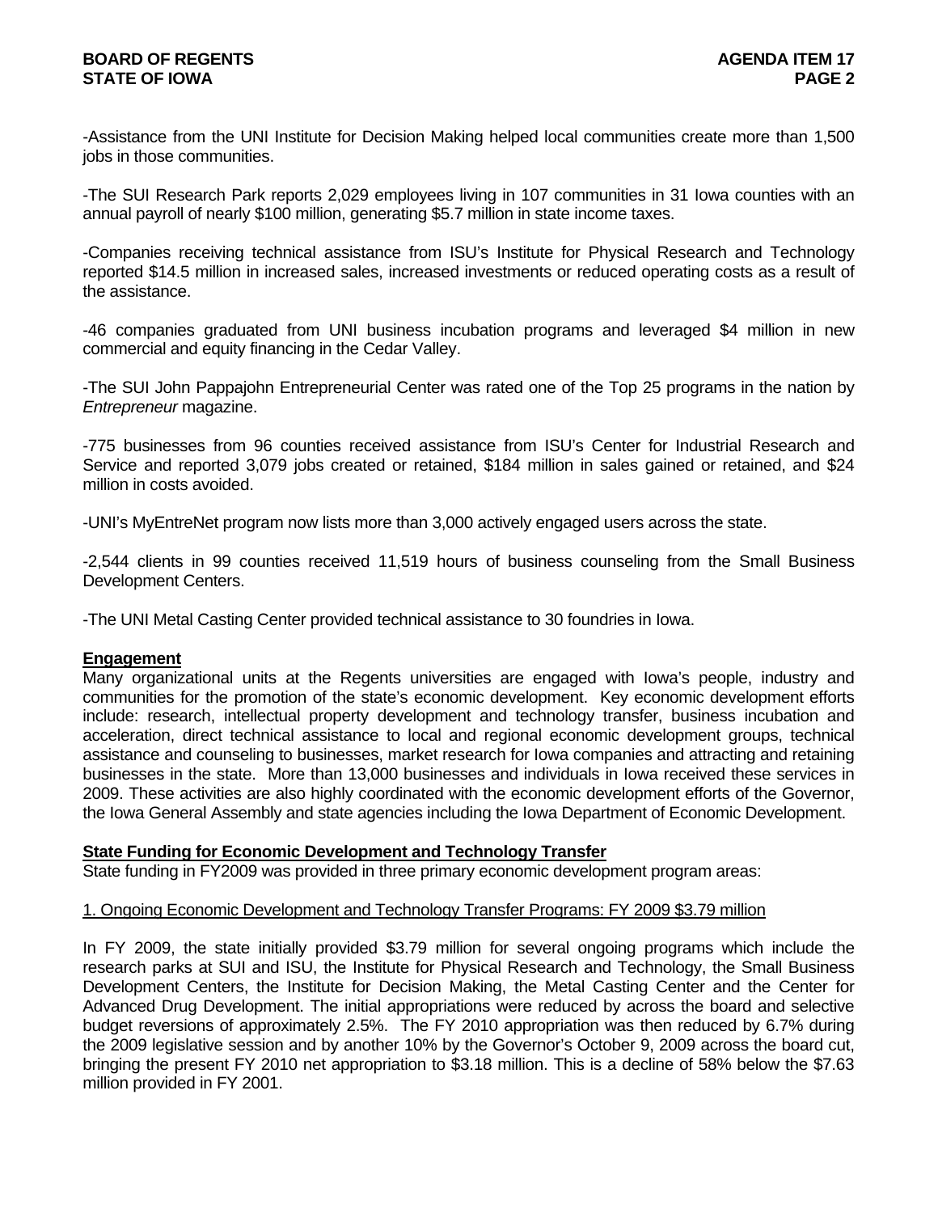-Assistance from the UNI Institute for Decision Making helped local communities create more than 1,500 jobs in those communities.

-The SUI Research Park reports 2,029 employees living in 107 communities in 31 Iowa counties with an annual payroll of nearly $100 million, generating $5.7 million in state income taxes.

-Companies receiving technical assistance from ISU's Institute for Physical Research and Technology reported $14.5 million in increased sales, increased investments or reduced operating costs as a result of the assistance.

-46 companies graduated from UNI business incubation programs and leveraged $4 million in new commercial and equity financing in the Cedar Valley.

-The SUI John Pappajohn Entrepreneurial Center was rated one of the Top 25 programs in the nation by *Entrepreneur* magazine.

-775 businesses from 96 counties received assistance from ISU's Center for Industrial Research and Service and reported 3,079 jobs created or retained, $184 million in sales gained or retained, and $24 million in costs avoided.

-UNI's MyEntreNet program now lists more than 3,000 actively engaged users across the state.

-2,544 clients in 99 counties received 11,519 hours of business counseling from the Small Business Development Centers.

-The UNI Metal Casting Center provided technical assistance to 30 foundries in Iowa.

**Engagement**

Many organizational units at the Regents universities are engaged with Iowa's people, industry and communities for the promotion of the state's economic development. Key economic development efforts include: research, intellectual property development and technology transfer, business incubation and acceleration, direct technical assistance to local and regional economic development groups, technical assistance and counseling to businesses, market research for Iowa companies and attracting and retaining businesses in the state. More than 13,000 businesses and individuals in Iowa received these services in 2009. These activities are also highly coordinated with the economic development efforts of the Governor, the Iowa General Assembly and state agencies including the Iowa Department of Economic Development.

**State Funding for Economic Development and Technology Transfer**

State funding in FY2009 was provided in three primary economic development program areas:

1. Ongoing Economic Development and Technology Transfer Programs: FY 2009 $3.79 million

In FY 2009, the state initially provided $3.79 million for several ongoing programs which include the research parks at SUI and ISU, the Institute for Physical Research and Technology, the Small Business Development Centers, the Institute for Decision Making, the Metal Casting Center and the Center for Advanced Drug Development. The initial appropriations were reduced by across the board and selective budget reversions of approximately 2.5%. The FY 2010 appropriation was then reduced by 6.7% during the 2009 legislative session and by another 10% by the Governor's October 9, 2009 across the board cut, bringing the present FY 2010 net appropriation to $3.18 million. This is a decline of 58% below the $7.63 million provided in FY 2001.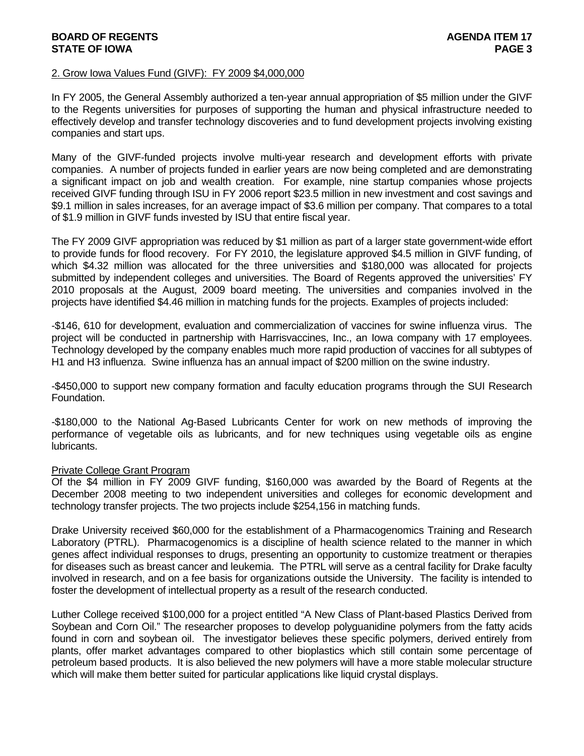2. Grow Iowa Values Fund (GIVF): FY 2009 $4,000,000

In FY 2005, the General Assembly authorized a ten-year annual appropriation of $5 million under the GIVF to the Regents universities for purposes of supporting the human and physical infrastructure needed to effectively develop and transfer technology discoveries and to fund development projects involving existing companies and start ups.

Many of the GIVF-funded projects involve multi-year research and development efforts with private companies. A number of projects funded in earlier years are now being completed and are demonstrating a significant impact on job and wealth creation. For example, nine startup companies whose projects received GIVF funding through ISU in FY 2006 report $23.5 million in new investment and cost savings and $9.1 million in sales increases, for an average impact of $3.6 million per company. That compares to a total of $1.9 million in GIVF funds invested by ISU that entire fiscal year.

The FY 2009 GIVF appropriation was reduced by $1 million as part of a larger state government-wide effort to provide funds for flood recovery. For FY 2010, the legislature approved $4.5 million in GIVF funding, of which $4.32 million was allocated for the three universities and $180,000 was allocated for projects submitted by independent colleges and universities. The Board of Regents approved the universities' FY 2010 proposals at the August, 2009 board meeting. The universities and companies involved in the projects have identified $4.46 million in matching funds for the projects. Examples of projects included:

-$146, 610 for development, evaluation and commercialization of vaccines for swine influenza virus. The project will be conducted in partnership with Harrisvaccines, Inc., an Iowa company with 17 employees. Technology developed by the company enables much more rapid production of vaccines for all subtypes of H1 and H3 influenza. Swine influenza has an annual impact of $200 million on the swine industry.

-$450,000 to support new company formation and faculty education programs through the SUI Research Foundation.

-$180,000 to the National Ag-Based Lubricants Center for work on new methods of improving the performance of vegetable oils as lubricants, and for new techniques using vegetable oils as engine lubricants.

Private College Grant Program

Of the $4 million in FY 2009 GIVF funding, $160,000 was awarded by the Board of Regents at the December 2008 meeting to two independent universities and colleges for economic development and technology transfer projects. The two projects include $254,156 in matching funds.

Drake University received $60,000 for the establishment of a Pharmacogenomics Training and Research Laboratory (PTRL). Pharmacogenomics is a discipline of health science related to the manner in which genes affect individual responses to drugs, presenting an opportunity to customize treatment or therapies for diseases such as breast cancer and leukemia. The PTRL will serve as a central facility for Drake faculty involved in research, and on a fee basis for organizations outside the University. The facility is intended to foster the development of intellectual property as a result of the research conducted.

Luther College received $100,000 for a project entitled "A New Class of Plant-based Plastics Derived from Soybean and Corn Oil." The researcher proposes to develop polyguanidine polymers from the fatty acids found in corn and soybean oil. The investigator believes these specific polymers, derived entirely from plants, offer market advantages compared to other bioplastics which still contain some percentage of petroleum based products. It is also believed the new polymers will have a more stable molecular structure which will make them better suited for particular applications like liquid crystal displays.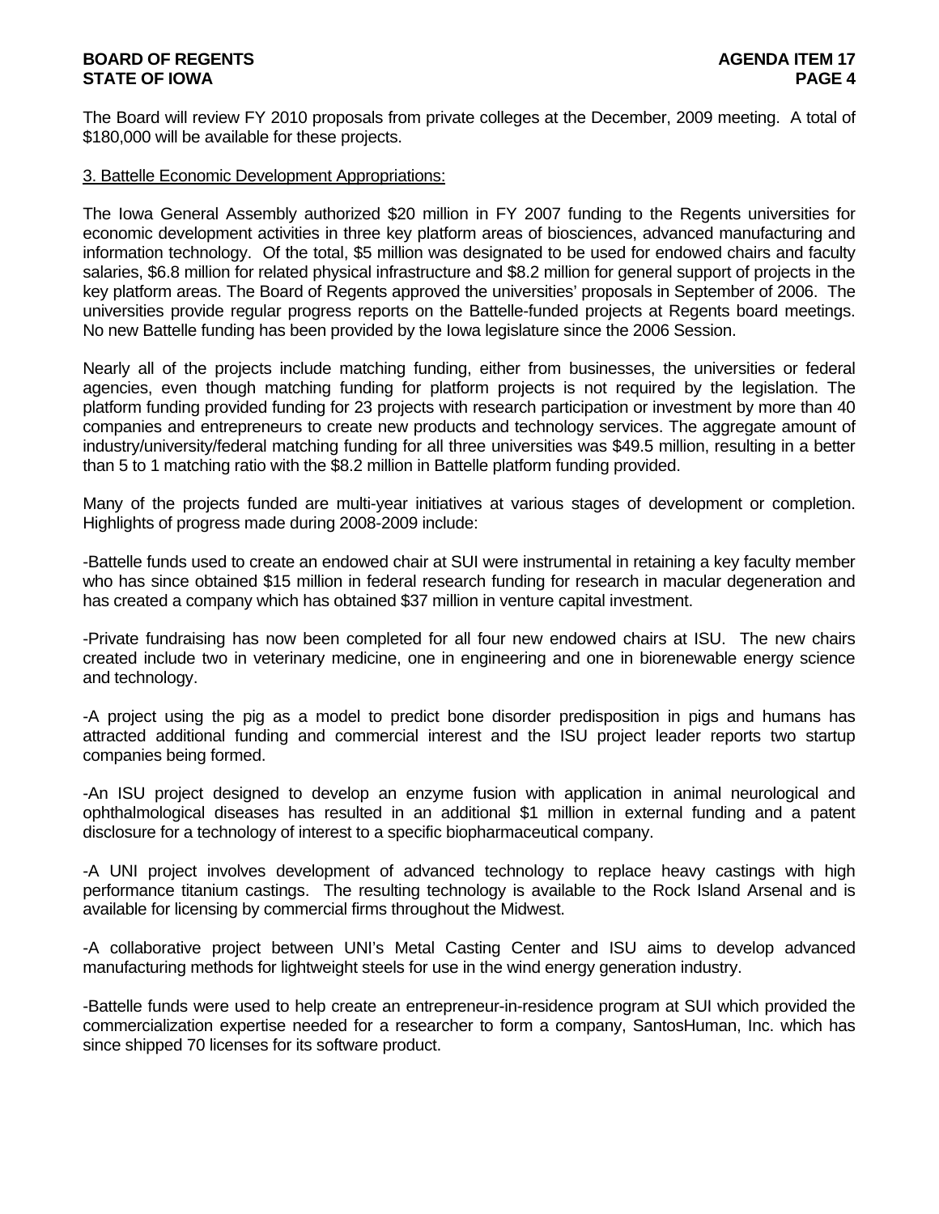The Board will review FY 2010 proposals from private colleges at the December, 2009 meeting. A total of $180,000 will be available for these projects.

<u>3. Battelle Economic Development Appropriations:</u>

The Iowa General Assembly authorized $20 million in FY 2007 funding to the Regents universities for economic development activities in three key platform areas of biosciences, advanced manufacturing and information technology. Of the total, $5 million was designated to be used for endowed chairs and faculty salaries, $6.8 million for related physical infrastructure and $8.2 million for general support of projects in the key platform areas. The Board of Regents approved the universities' proposals in September of 2006. The universities provide regular progress reports on the Battelle-funded projects at Regents board meetings. No new Battelle funding has been provided by the Iowa legislature since the 2006 Session.

Nearly all of the projects include matching funding, either from businesses, the universities or federal agencies, even though matching funding for platform projects is not required by the legislation. The platform funding provided funding for 23 projects with research participation or investment by more than 40 companies and entrepreneurs to create new products and technology services. The aggregate amount of industry/university/federal matching funding for all three universities was $49.5 million, resulting in a better than 5 to 1 matching ratio with the $8.2 million in Battelle platform funding provided.

Many of the projects funded are multi-year initiatives at various stages of development or completion. Highlights of progress made during 2008-2009 include:

-Battelle funds used to create an endowed chair at SUI were instrumental in retaining a key faculty member who has since obtained $15 million in federal research funding for research in macular degeneration and has created a company which has obtained $37 million in venture capital investment.

-Private fundraising has now been completed for all four new endowed chairs at ISU. The new chairs created include two in veterinary medicine, one in engineering and one in biorenewable energy science and technology.

-A project using the pig as a model to predict bone disorder predisposition in pigs and humans has attracted additional funding and commercial interest and the ISU project leader reports two startup companies being formed.

-An ISU project designed to develop an enzyme fusion with application in animal neurological and ophthalmological diseases has resulted in an additional $1 million in external funding and a patent disclosure for a technology of interest to a specific biopharmaceutical company.

-A UNI project involves development of advanced technology to replace heavy castings with high performance titanium castings. The resulting technology is available to the Rock Island Arsenal and is available for licensing by commercial firms throughout the Midwest.

-A collaborative project between UNI's Metal Casting Center and ISU aims to develop advanced manufacturing methods for lightweight steels for use in the wind energy generation industry.

-Battelle funds were used to help create an entrepreneur-in-residence program at SUI which provided the commercialization expertise needed for a researcher to form a company, SantosHuman, Inc. which has since shipped 70 licenses for its software product.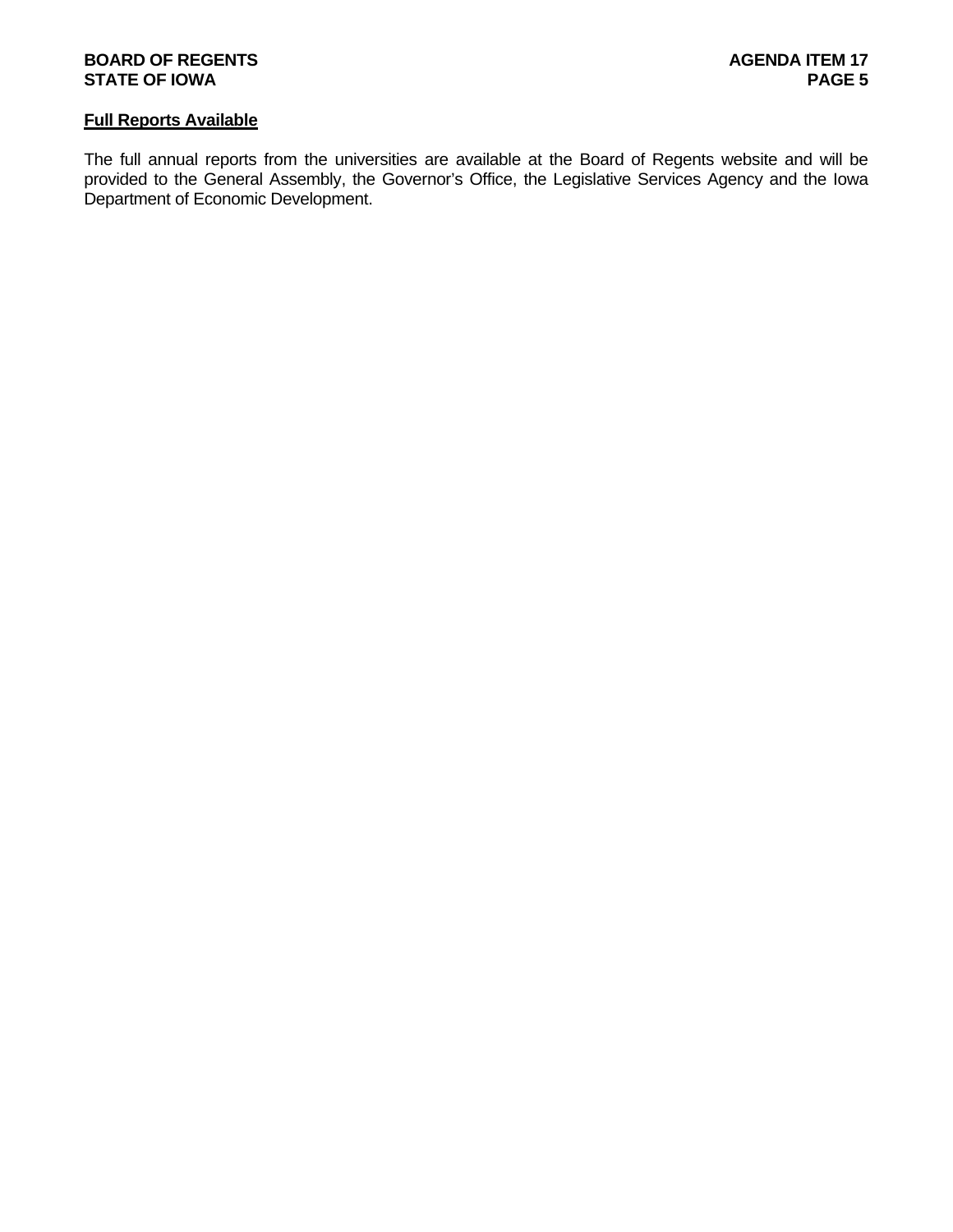**<u>Full Reports Available</u>**

The full annual reports from the universities are available at the Board of Regents website and will be provided to the General Assembly, the Governor's Office, the Legislative Services Agency and the Iowa Department of Economic Development.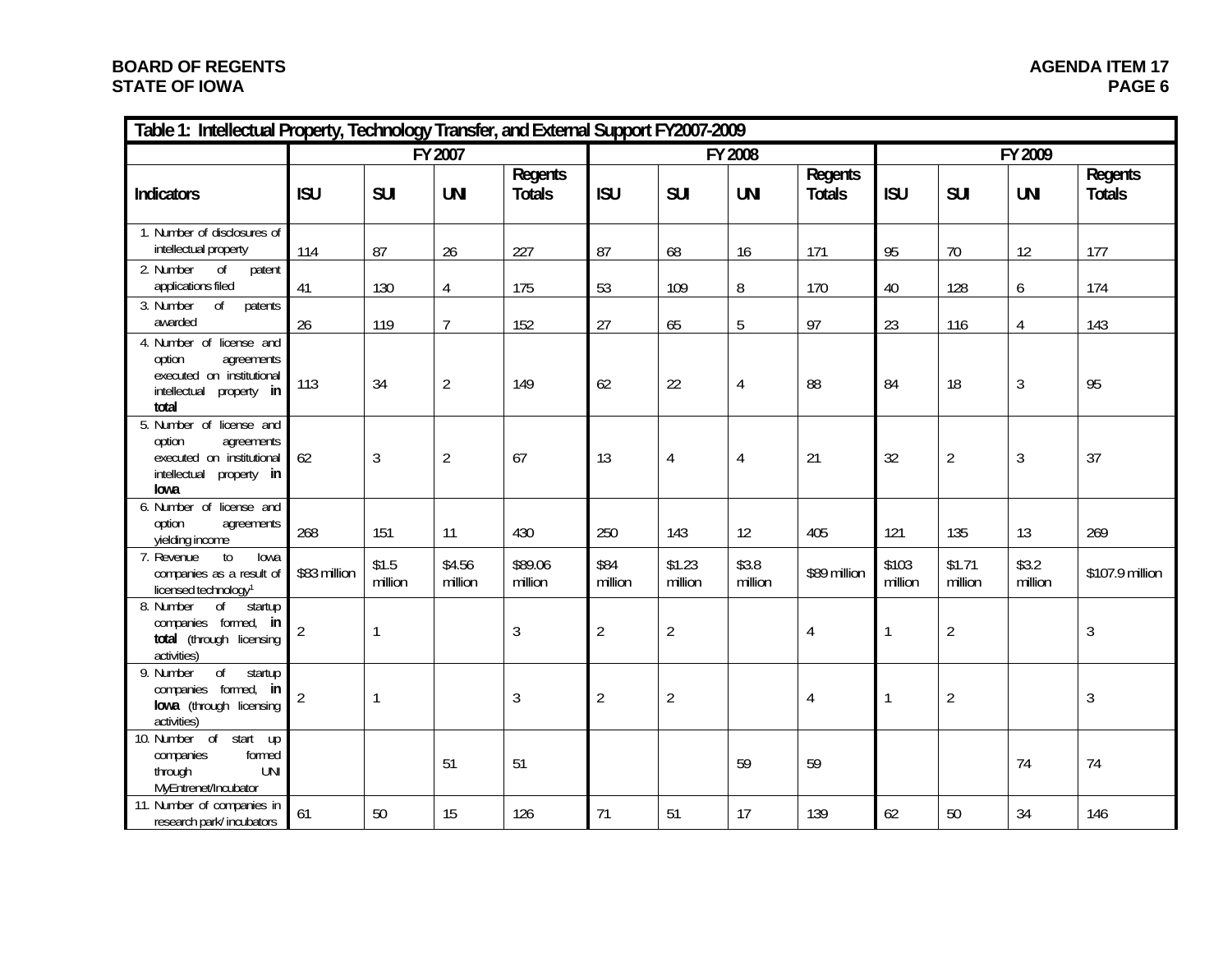| Table 1: Intellectual Property, Technology Transfer, and External Support FY2007-2009 | | | | | | | | | | | | |
|---|---|---|---|---|---|---|---|---|---|---|---|---|
| | FY 2007 | | | | FY 2008 | | | | FY 2009 | | | |
| **Indicators** | **ISU** | **SUI** | **UNI** | **Regents Totals** | **ISU** | **SUI** | **UNI** | **Regents Totals** | **ISU** | **SUI** | **UNI** | **Regents Totals** |
| 1. Number of disclosures of intellectual property | 114 | 87 | 26 | 227 | 87 | 68 | 16 | 171 | 95 | 70 | 12 | 177 |
| 2. Number of patent applications filed | 41 | 130 | 4 | 175 | 53 | 109 | 8 | 170 | 40 | 128 | 6 | 174 |
| 3. Number of patents awarded | 26 | 119 | 7 | 152 | 27 | 65 | 5 | 97 | 23 | 116 | 4 | 143 |
| 4. Number of license and option agreements executed on institutional intellectual property **in total** | 113 | 34 | 2 | 149 | 62 | 22 | 4 | 88 | 84 | 18 | 3 | 95 |
| 5. Number of license and option agreements executed on institutional intellectual property **in Iowa** | 62 | 3 | 2 | 67 | 13 | 4 | 4 | 21 | 32 | 2 | 3 | 37 |
| 6. Number of license and option agreements yielding income | 268 | 151 | 11 | 430 | 250 | 143 | 12 | 405 | 121 | 135 | 13 | 269 |
| 7. Revenue to Iowa companies as a result of licensed technology[1] | $83 million | $1.5 million | $4.56 million | $89.06 million | $84 million | $1.23 million | $3.8 million | $89 million | $103 million | $1.71 million | $3.2 million | $107.9 million |
| 8. Number of startup companies formed, **in total** (through licensing activities) | 2 | 1 | | 3 | 2 | 2 | | 4 | 1 | 2 | | 3 |
| 9. Number of startup companies formed, **in Iowa** (through licensing activities) | 2 | 1 | | 3 | 2 | 2 | | 4 | 1 | 2 | | 3 |
| 10. Number of start up companies formed through UNI MyEntrenet/Incubator | | | 51 | 51 | | | 59 | 59 | | | 74 | 74 |
| 11. Number of companies in research park/ incubators | 61 | 50 | 15 | 126 | 71 | 51 | 17 | 139 | 62 | 50 | 34 | 146 |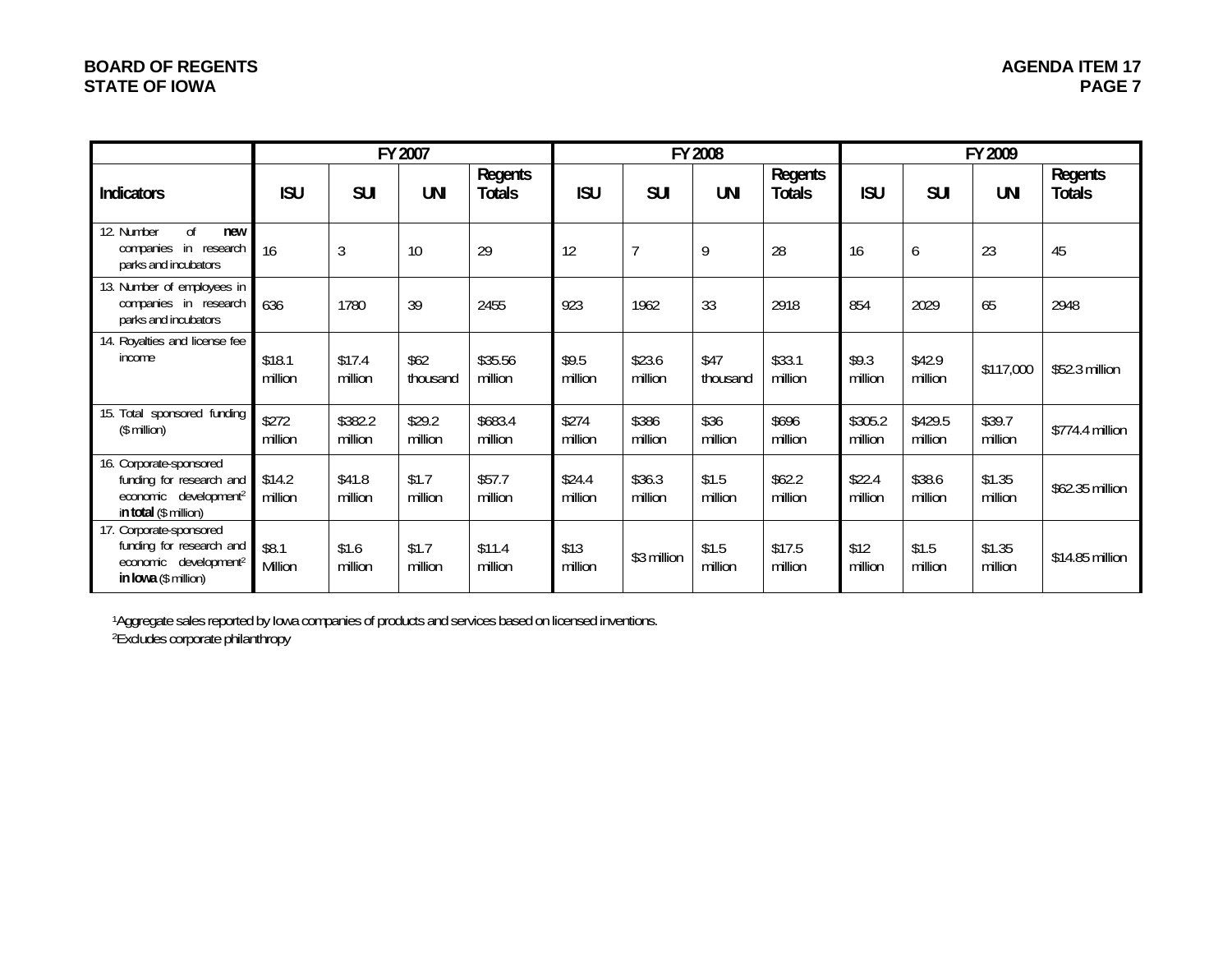**BOARD OF REGENTS**
**STATE OF IOWA**

**AGENDA ITEM 17**

| | FY 2007 | | | | FY 2008 | | | | FY 2009 | | | |
|---|---|---|---|---|---|---|---|---|---|---|---|---|
| **Indicators** | **ISU** | **SUI** | **UNI** | **Regents Totals** | **ISU** | **SUI** | **UNI** | **Regents Totals** | **ISU** | **SUI** | **UNI** | **Regents Totals** |
| 12. Number of **new** companies in research parks and incubators | 16 | 3 | 10 | 29 | 12 | 7 | 9 | 28 | 16 | 6 | 23 | 45 |
| 13. Number of employees in companies in research parks and incubators | 636 | 1780 | 39 | 2455 | 923 | 1962 | 33 | 2918 | 854 | 2029 | 65 | 2948 |
| 14. Royalties and license fee income | $18.1 million | $17.4 million | $62 thousand | $35.56 million | $9.5 million | $23.6 million | $47 thousand | $33.1 million | $9.3 million | $42.9 million | $117,000 | $52.3 million |
| 15. Total sponsored funding ($ million) | $272 million | $382.2 million | $29.2 million | $683.4 million | $274 million | $386 million | $36 million | $696 million | $305.2 million | $429.5 million | $39.7 million | $774.4 million |
| 16. Corporate-sponsored funding for research and economic development[2] **in total** ($ million) | $14.2 million | $41.8 million | $1.7 million | $57.7 million | $24.4 million | $36.3 million | $1.5 million | $62.2 million | $22.4 million | $38.6 million | $1.35 million | $62.35 million |
| 17. Corporate-sponsored funding for research and economic development[2] **in Iowa** ($ million) | $8.1 Million | $1.6 million | $1.7 million | $11.4 million | $13 million | $3 million | $1.5 million | $17.5 million | $12 million | $1.5 million | $1.35 million | $14.85 million |

[1]Aggregate sales reported by Iowa companies of products and services based on licensed inventions.
[2]Excludes corporate philanthropy